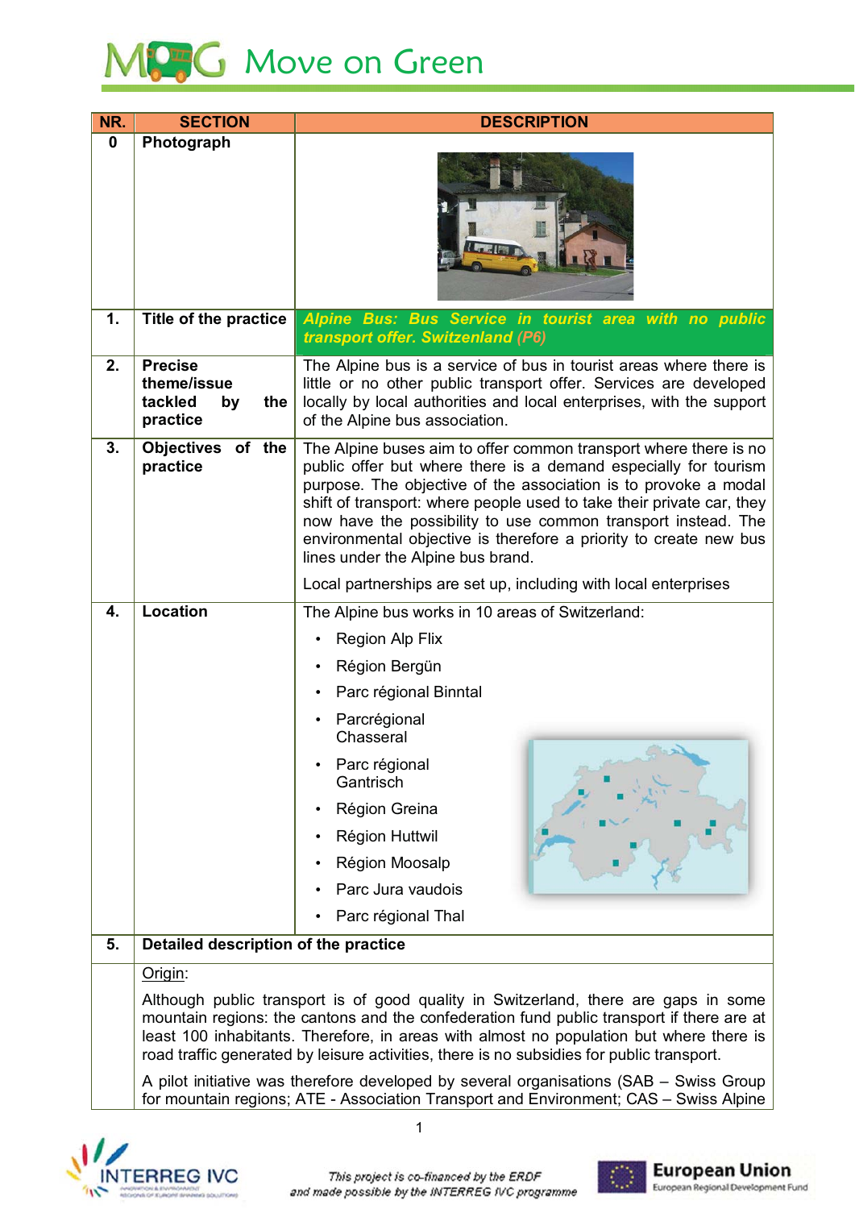# Move on Green

| NR. | SECTION | DESCRIPTION |
|---|---|---|
| 0 | Photograph | |
| 1. | Title of the practice | ***Alpine Bus: Bus Service in tourist area with no public transport offer. Switzerland (P6)*** |
| 2. | Precise theme/issue tackled by the practice | The Alpine bus is a service of bus in tourist areas where there is little or no other public transport offer. Services are developed locally by local authorities and local enterprises, with the support of the Alpine bus association. |
| 3. | Objectives of the practice | The Alpine buses aim to offer common transport where there is no public offer but where there is a demand especially for tourism purpose. The objective of the association is to provoke a modal shift of transport: where people used to take their private car, they now have the possibility to use common transport instead. The environmental objective is therefore a priority to create new bus lines under the Alpine bus brand.<br><br>Local partnerships are set up, including with local enterprises |
| 4. | Location | The Alpine bus works in 10 areas of Switzerland:<br>• Region Alp Flix<br>• Région Bergün<br>• Parc régional Binntal<br>• Parcrégional Chasseral<br>• Parc régional Gantrisch<br>• Région Greina<br>• Région Huttwil<br>• Région Moosalp<br>• Parc Jura vaudois<br>• Parc régional Thal |
| 5. | **Detailed description of the practice** | |
| | Origin:<br><br>Although public transport is of good quality in Switzerland, there are gaps in some mountain regions: the cantons and the confederation fund public transport if there are at least 100 inhabitants. Therefore, in areas with almost no population but where there is road traffic generated by leisure activities, there is no subsidies for public transport.<br><br>A pilot initiative was therefore developed by several organisations (SAB – Swiss Group for mountain regions; ATE - Association Transport and Environment; CAS – Swiss Alpine | |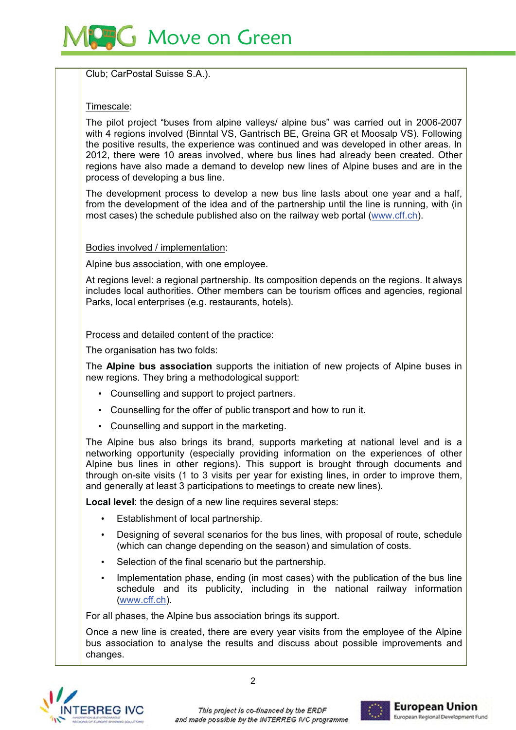Club; CarPostal Suisse S.A.).

Timescale:

The pilot project "buses from alpine valleys/ alpine bus" was carried out in 2006-2007 with 4 regions involved (Binntal VS, Gantrisch BE, Greina GR et Moosalp VS). Following the positive results, the experience was continued and was developed in other areas. In 2012, there were 10 areas involved, where bus lines had already been created. Other regions have also made a demand to develop new lines of Alpine buses and are in the process of developing a bus line.

The development process to develop a new bus line lasts about one year and a half, from the development of the idea and of the partnership until the line is running, with (in most cases) the schedule published also on the railway web portal (www.cff.ch).

Bodies involved / implementation:

Alpine bus association, with one employee.

At regions level: a regional partnership. Its composition depends on the regions. It always includes local authorities. Other members can be tourism offices and agencies, regional Parks, local enterprises (e.g. restaurants, hotels).

Process and detailed content of the practice:

The organisation has two folds:

The **Alpine bus association** supports the initiation of new projects of Alpine buses in new regions. They bring a methodological support:

- Counselling and support to project partners.
- Counselling for the offer of public transport and how to run it.
- Counselling and support in the marketing.

The Alpine bus also brings its brand, supports marketing at national level and is a networking opportunity (especially providing information on the experiences of other Alpine bus lines in other regions). This support is brought through documents and through on-site visits (1 to 3 visits per year for existing lines, in order to improve them, and generally at least 3 participations to meetings to create new lines).

**Local level**: the design of a new line requires several steps:

- Establishment of local partnership.
- Designing of several scenarios for the bus lines, with proposal of route, schedule (which can change depending on the season) and simulation of costs.
- Selection of the final scenario but the partnership.
- Implementation phase, ending (in most cases) with the publication of the bus line schedule and its publicity, including in the national railway information (www.cff.ch).

For all phases, the Alpine bus association brings its support.

Once a new line is created, there are every year visits from the employee of the Alpine bus association to analyse the results and discuss about possible improvements and changes.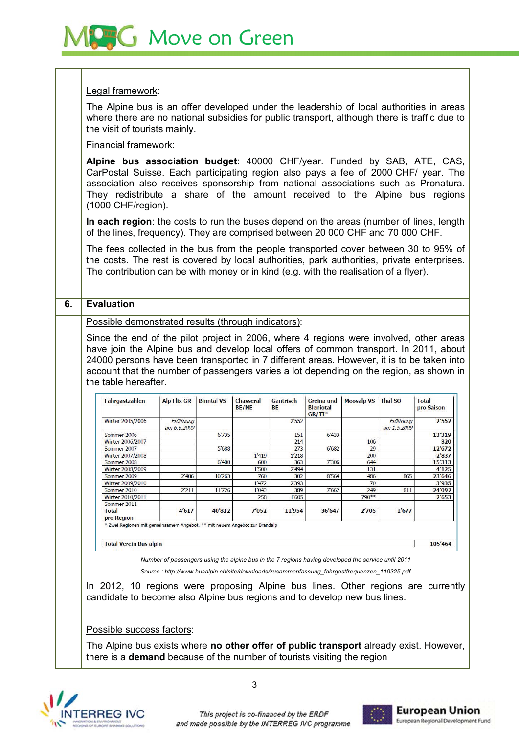**Legal framework**:

The Alpine bus is an offer developed under the leadership of local authorities in areas where there are no national subsidies for public transport, although there is traffic due to the visit of tourists mainly.

**Financial framework**:

**Alpine bus association budget**: 40000 CHF/year. Funded by SAB, ATE, CAS, CarPostal Suisse. Each participating region also pays a fee of 2000 CHF/ year. The association also receives sponsorship from national associations such as Pronatura. They redistribute a share of the amount received to the Alpine bus regions (1000 CHF/region).

**In each region**: the costs to run the buses depend on the areas (number of lines, length of the lines, frequency). They are comprised between 20 000 CHF and 70 000 CHF.

The fees collected in the bus from the people transported cover between 30 to 95% of the costs. The rest is covered by local authorities, park authorities, private enterprises. The contribution can be with money or in kind (e.g. with the realisation of a flyer).

## 6. Evaluation

**Possible demonstrated results (through indicators)**:

Since the end of the pilot project in 2006, where 4 regions were involved, other areas have join the Alpine bus and develop local offers of common transport. In 2011, about 24000 persons have been transported in 7 different areas. However, it is to be taken into account that the number of passengers varies a lot depending on the region, as shown in the table hereafter.

| Fahrgastzahlen | Alp Flix GR | Binntal VS | Chasseral BE/NE | Gantrisch BE | Greina und Bleniotal GR/TI* | Moosalp VS | Thal SO | Total pro Saison |
|---|---|---|---|---|---|---|---|---|
| Winter 2005/2006 | *Eröffnung am 6.6.2009* | | | 2'552 | | | *Eröffnung am 1.5.2009* | 2'552 |
| Sommer 2006 | | 6'735 | | 151 | 6'433 | | | 13'319 |
| Winter 2006/2007 | | | | 214 | | 106 | | 320 |
| Sommer 2007 | | 5'688 | | 273 | 6'682 | 29 | | 12'672 |
| Winter 2007/2008 | | | 1'419 | 1'218 | | 200 | | 2'837 |
| Sommer 2008 | | 6'400 | 600 | 363 | 7'306 | 644 | | 15'313 |
| Winter 2008/2009 | | | 1'500 | 2'494 | | 131 | | 4'125 |
| Sommer 2009 | 2'406 | 10'263 | 760 | 302 | 8'564 | 486 | 865 | 23'646 |
| Winter 2009/2010 | | | 1'472 | 2'393 | | 70 | | 3'935 |
| Sommer 2010 | 2'211 | 11'726 | 1'043 | 389 | 7'662 | 249 | 811 | 24'092 |
| Winter 2010/2011 | | | 258 | 1'605 | | 790** | | 2'653 |
| Sommer 2011 | | | | | | | | |
| **Total pro Region** | **4'617** | **40'812** | **7'052** | **11'954** | **36'647** | **2'705** | **1'677** | |
| **Total Verein Bus alpin** | | | | | | | | **105'464** |

\* Zwei Regionen mit gemeinsamem Angebot, ** mit neuem Angebot zur Brandalp

*Number of passengers using the alpine bus in the 7 regions having developed the service until 2011*

*Source : http://www.busalpin.ch/site/downloads/zusammenfassung_fahrgastfrequenzen_110325.pdf*

In 2012, 10 regions were proposing Alpine bus lines. Other regions are currently candidate to become also Alpine bus regions and to develop new bus lines.

**Possible success factors**:

The Alpine bus exists where **no other offer of public transport** already exist. However, there is a **demand** because of the number of tourists visiting the region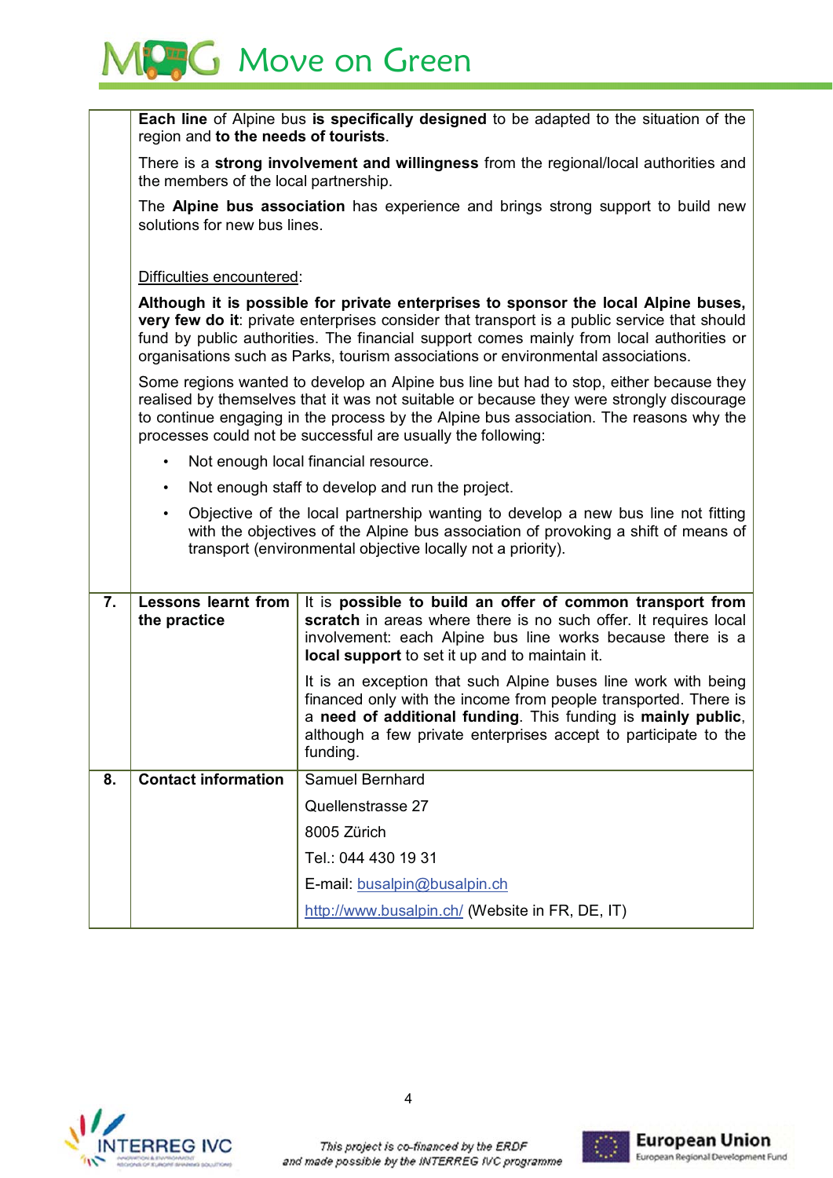| | | |
|---|---|---|
| | **Each line** of Alpine bus **is specifically designed** to be adapted to the situation of the region and **to the needs of tourists**.<br><br>There is a **strong involvement and willingness** from the regional/local authorities and the members of the local partnership.<br><br>The **Alpine bus association** has experience and brings strong support to build new solutions for new bus lines.<br><br>Difficulties encountered:<br><br>**Although it is possible for private enterprises to sponsor the local Alpine buses, very few do it**: private enterprises consider that transport is a public service that should fund by public authorities. The financial support comes mainly from local authorities or organisations such as Parks, tourism associations or environmental associations.<br><br>Some regions wanted to develop an Alpine bus line but had to stop, either because they realised by themselves that it was not suitable or because they were strongly discourage to continue engaging in the process by the Alpine bus association. The reasons why the processes could not be successful are usually the following:<br><br>• Not enough local financial resource.<br>• Not enough staff to develop and run the project.<br>• Objective of the local partnership wanting to develop a new bus line not fitting with the objectives of the Alpine bus association of provoking a shift of means of transport (environmental objective locally not a priority). | |
| **7.** | **Lessons learnt from the practice** | It is **possible to build an offer of common transport from scratch** in areas where there is no such offer. It requires local involvement: each Alpine bus line works because there is a **local support** to set it up and to maintain it.<br><br>It is an exception that such Alpine buses line work with being financed only with the income from people transported. There is a **need of additional funding**. This funding is **mainly public**, although a few private enterprises accept to participate to the funding. |
| **8.** | **Contact information** | Samuel Bernhard<br><br>Quellenstrasse 27<br><br>8005 Zürich<br><br>Tel.: 044 430 19 31<br><br>E-mail: busalpin@busalpin.ch<br><br>http://www.busalpin.ch/ (Website in FR, DE, IT) |